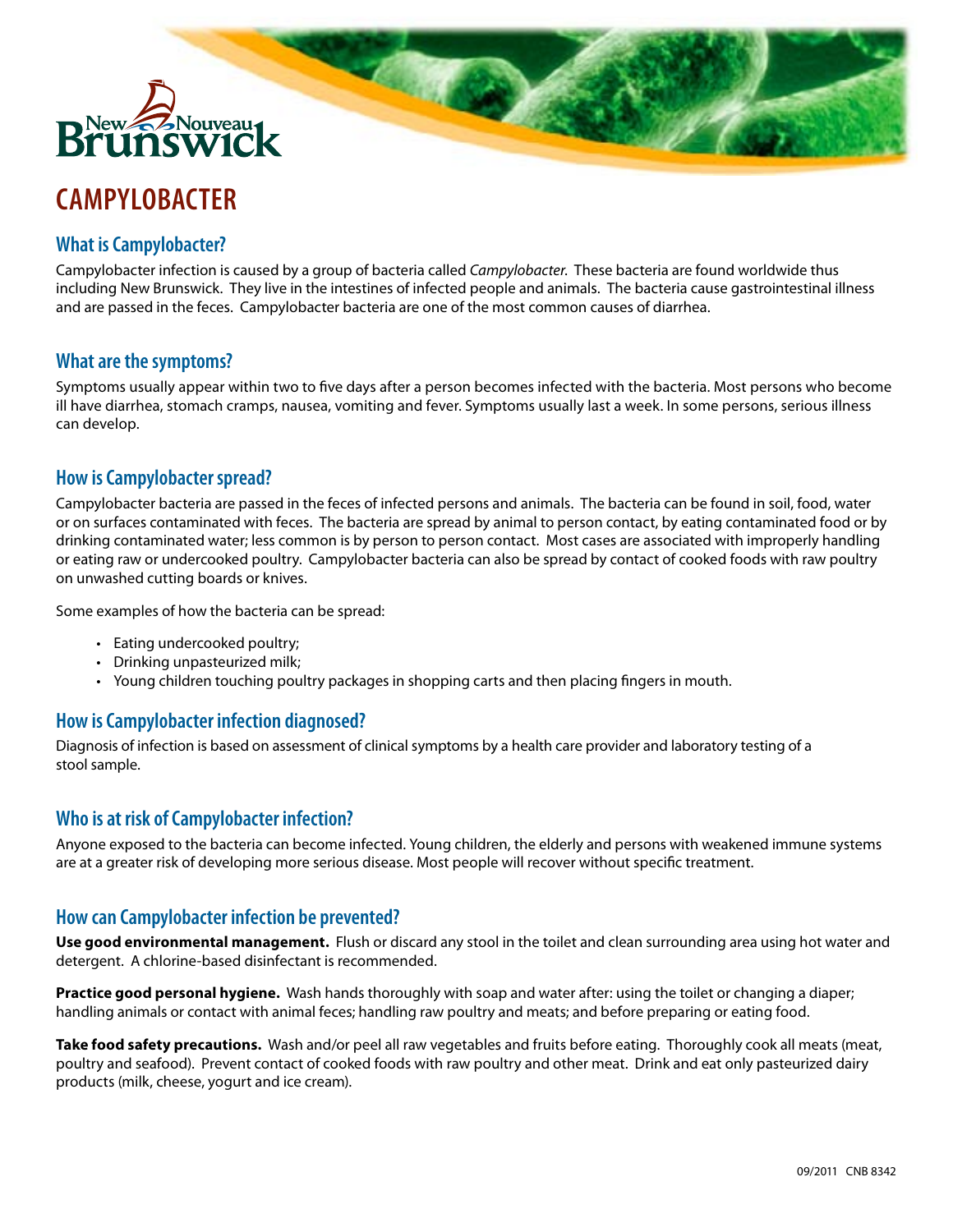# CAMPYLOBACTER

## What is Campylobacter?

Campylobacter infection is caused by a group of bacteria called *Campylobacter.* These bacteria are found worldwide thus including New Brunswick. They live in the intestines of infected people and animals. The bacteria cause gastrointestinal illness and are passed in the feces. Campylobacter bacteria are one of the most common causes of diarrhea.

## What are the symptoms?

Symptoms usually appear within two to five days after a person becomes infected with the bacteria. Most persons who become ill have diarrhea, stomach cramps, nausea, vomiting and fever. Symptoms usually last a week. In some persons, serious illness can develop.

## How is Campylobacter spread?

Campylobacter bacteria are passed in the feces of infected persons and animals. The bacteria can be found in soil, food, water or on surfaces contaminated with feces. The bacteria are spread by animal to person contact, by eating contaminated food or by drinking contaminated water; less common is by person to person contact. Most cases are associated with improperly handling or eating raw or undercooked poultry. Campylobacter bacteria can also be spread by contact of cooked foods with raw poultry on unwashed cutting boards or knives.

Some examples of how the bacteria can be spread:

- Eating undercooked poultry;
- Drinking unpasteurized milk;
- Young children touching poultry packages in shopping carts and then placing fingers in mouth.

## How is Campylobacter infection diagnosed?

Diagnosis of infection is based on assessment of clinical symptoms by a health care provider and laboratory testing of a stool sample.

## Who is at risk of Campylobacter infection?

Anyone exposed to the bacteria can become infected. Young children, the elderly and persons with weakened immune systems are at a greater risk of developing more serious disease. Most people will recover without specific treatment.

## How can Campylobacter infection be prevented?

**Use good environmental management.** Flush or discard any stool in the toilet and clean surrounding area using hot water and detergent. A chlorine-based disinfectant is recommended.

**Practice good personal hygiene.** Wash hands thoroughly with soap and water after: using the toilet or changing a diaper; handling animals or contact with animal feces; handling raw poultry and meats; and before preparing or eating food.

**Take food safety precautions.** Wash and/or peel all raw vegetables and fruits before eating. Thoroughly cook all meats (meat, poultry and seafood). Prevent contact of cooked foods with raw poultry and other meat. Drink and eat only pasteurized dairy products (milk, cheese, yogurt and ice cream).

09/2011 CNB 8342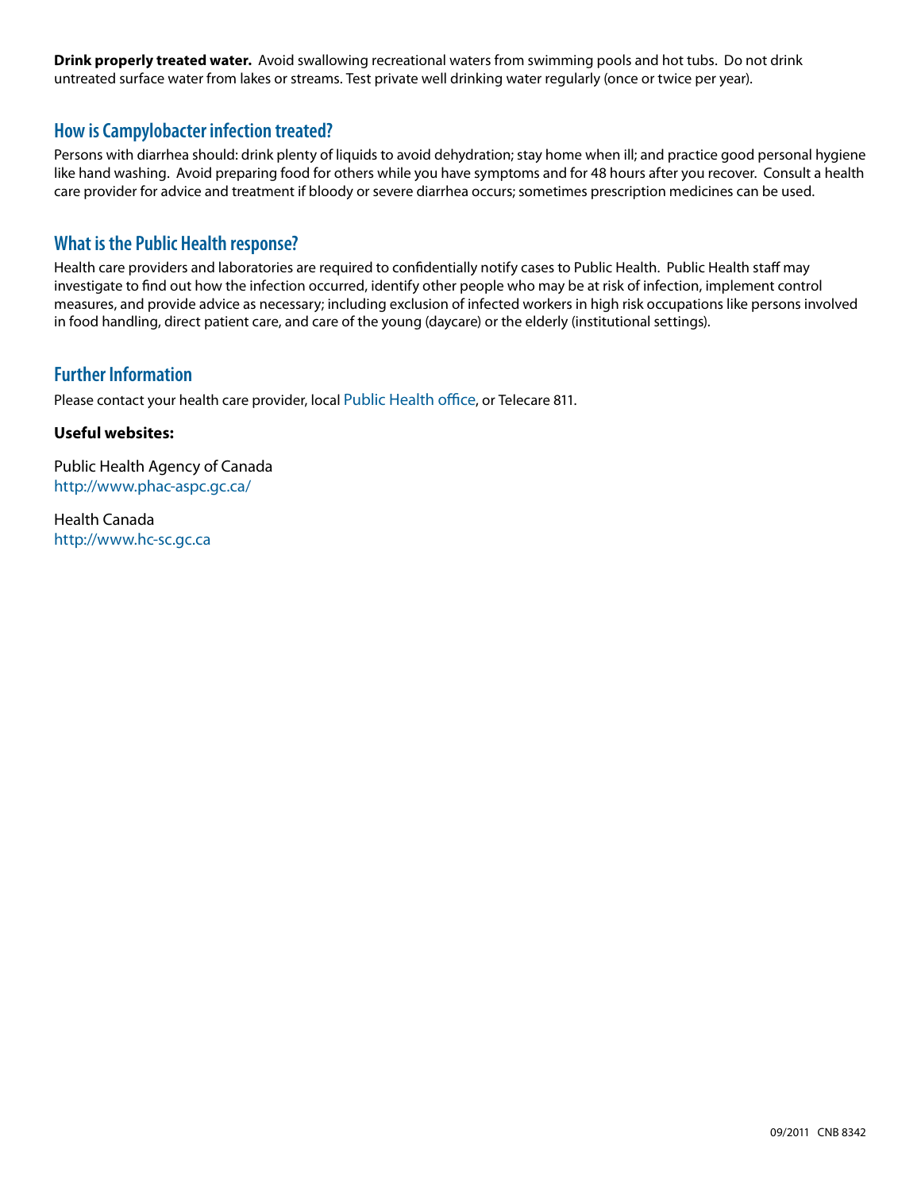**Drink properly treated water.** Avoid swallowing recreational waters from swimming pools and hot tubs. Do not drink untreated surface water from lakes or streams. Test private well drinking water regularly (once or twice per year).

## How is Campylobacter infection treated?

Persons with diarrhea should: drink plenty of liquids to avoid dehydration; stay home when ill; and practice good personal hygiene like hand washing. Avoid preparing food for others while you have symptoms and for 48 hours after you recover. Consult a health care provider for advice and treatment if bloody or severe diarrhea occurs; sometimes prescription medicines can be used.

## What is the Public Health response?

Health care providers and laboratories are required to confidentially notify cases to Public Health. Public Health staff may investigate to find out how the infection occurred, identify other people who may be at risk of infection, implement control measures, and provide advice as necessary; including exclusion of infected workers in high risk occupations like persons involved in food handling, direct patient care, and care of the young (daycare) or the elderly (institutional settings).

## Further Information

Please contact your health care provider, local Public Health office, or Telecare 811.

**Useful websites:**

Public Health Agency of Canada
http://www.phac-aspc.gc.ca/

Health Canada
http://www.hc-sc.gc.ca

09/2011 CNB 8342